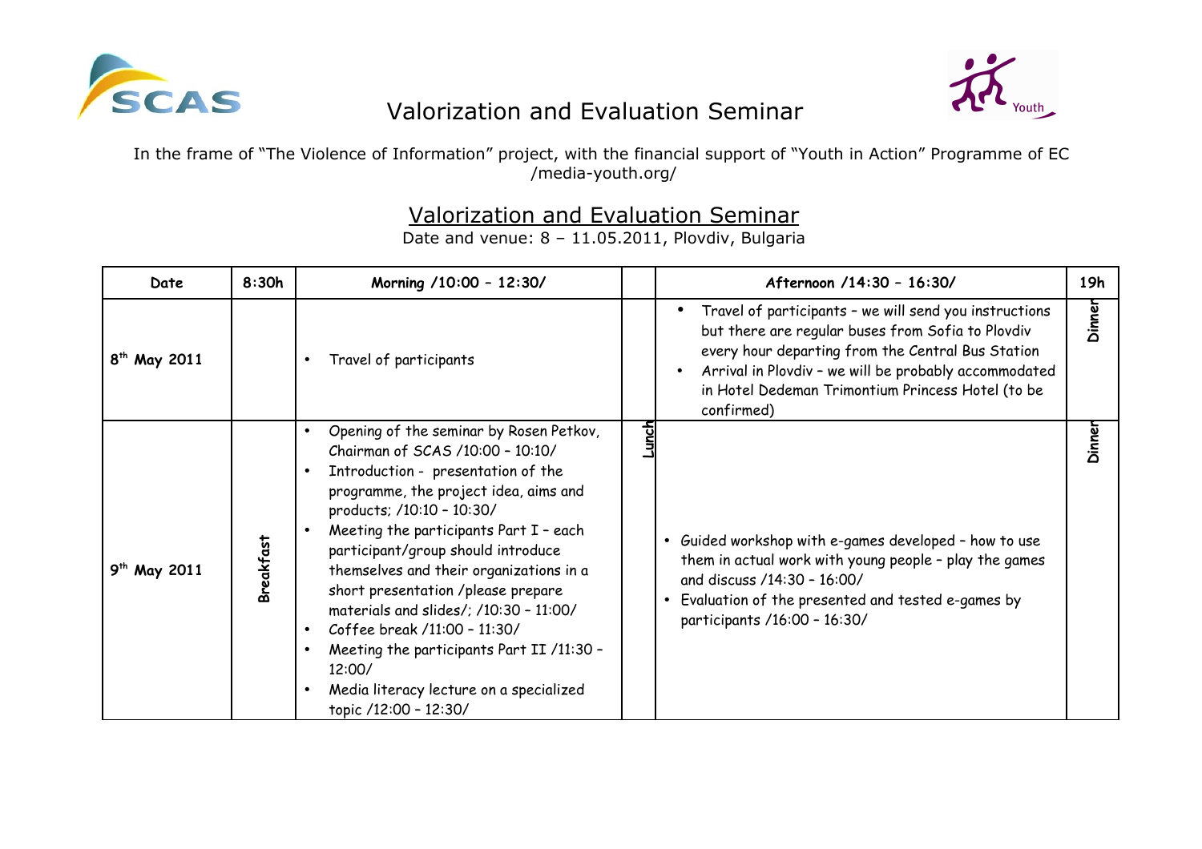# Valorization and Evaluation Seminar

In the frame of "The Violence of Information" project, with the financial support of "Youth in Action" Programme of EC /media-youth.org/

## Valorization and Evaluation Seminar

Date and venue: 8 – 11.05.2011, Plovdiv, Bulgaria

| Date | 8:30h | Morning /10:00 – 12:30/ | | Afternoon /14:30 – 16:30/ | 19h |
|---|---|---|---|---|---|
| 8th May 2011 | | • Travel of participants | | • Travel of participants – we will send you instructions but there are regular buses from Sofia to Plovdiv every hour departing from the Central Bus Station<br>• Arrival in Plovdiv – we will be probably accommodated in Hotel Dedeman Trimontium Princess Hotel (to be confirmed) | Dinner |
| 9th May 2011 | Breakfast | • Opening of the seminar by Rosen Petkov, Chairman of SCAS /10:00 – 10:10/<br>• Introduction - presentation of the programme, the project idea, aims and products; /10:10 – 10:30/<br>• Meeting the participants Part I – each participant/group should introduce themselves and their organizations in a short presentation /please prepare materials and slides/; /10:30 – 11:00/<br>• Coffee break /11:00 – 11:30/<br>• Meeting the participants Part II /11:30 – 12:00/<br>• Media literacy lecture on a specialized topic /12:00 – 12:30/ | Lunch | • Guided workshop with e-games developed – how to use them in actual work with young people – play the games and discuss /14:30 – 16:00/<br>• Evaluation of the presented and tested e-games by participants /16:00 – 16:30/ | Dinner |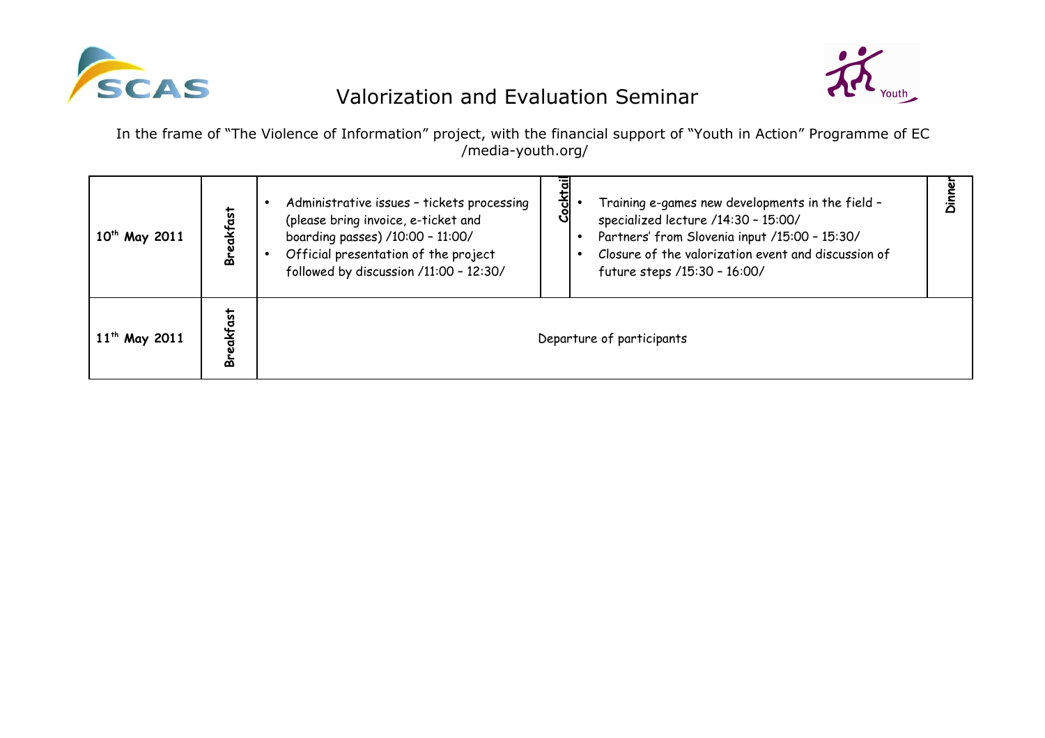# Valorization and Evaluation Seminar

In the frame of "The Violence of Information" project, with the financial support of "Youth in Action" Programme of EC /media-youth.org/

| | | | | | |
|---|---|---|---|---|---|
| 10th May 2011 | Breakfast | • Administrative issues – tickets processing (please bring invoice, e-ticket and boarding passes) /10:00 – 11:00/<br>• Official presentation of the project followed by discussion /11:00 – 12:30/ | Cocktail | • Training e-games new developments in the field – specialized lecture /14:30 – 15:00/<br>• Partners' from Slovenia input /15:00 – 15:30/<br>• Closure of the valorization event and discussion of future steps /15:30 – 16:00/ | Dinner |
| 11th May 2011 | Breakfast | Departure of participants | | | |